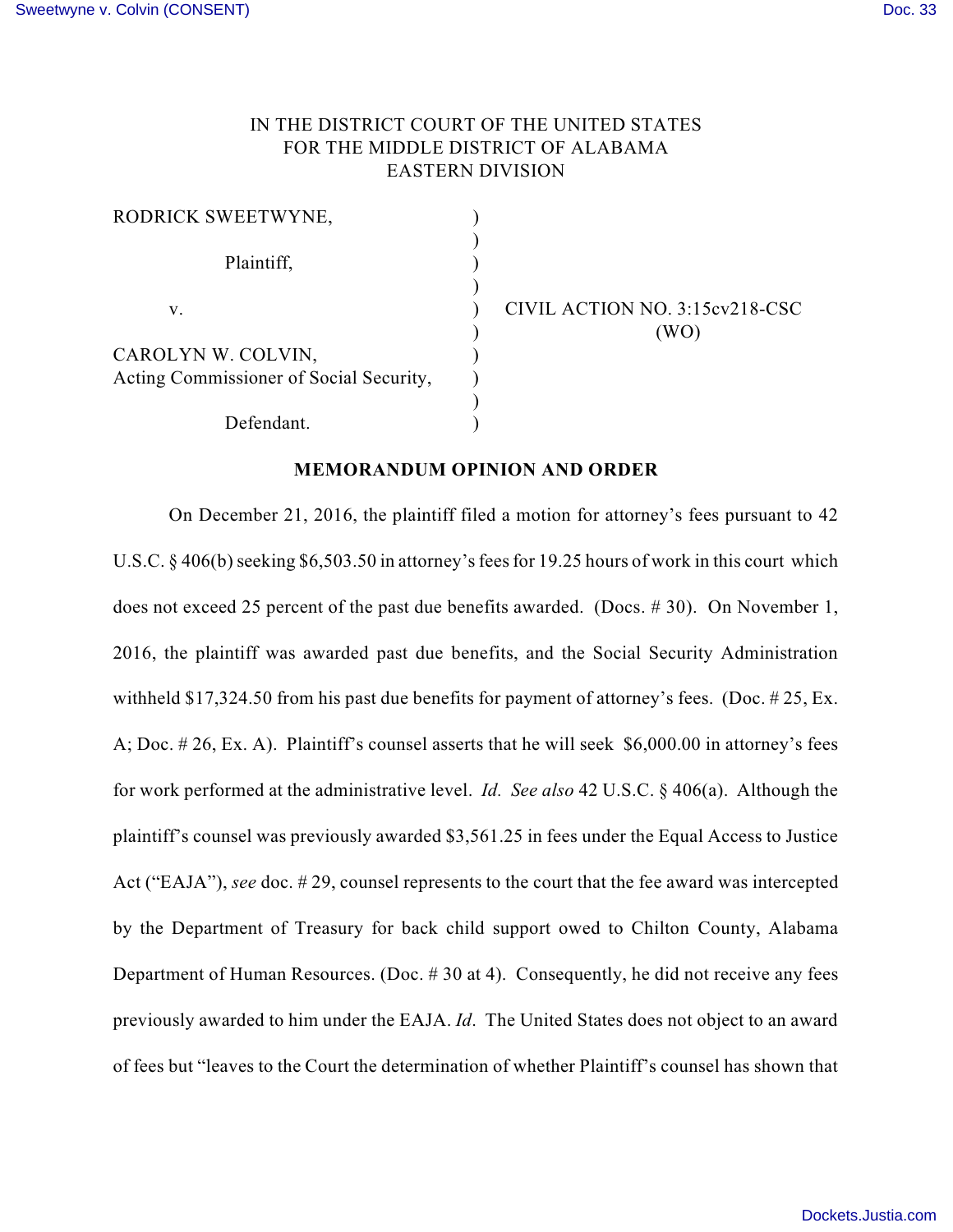IN THE DISTRICT COURT OF THE UNITED STATES
FOR THE MIDDLE DISTRICT OF ALABAMA
EASTERN DIVISION

| | | |
|---|---|---|
| RODRICK SWEETWYNE, | ) | |
| Plaintiff, | ) | |
| v. | ) | CIVIL ACTION NO. 3:15cv218-CSC (WO) |
| CAROLYN W. COLVIN, Acting Commissioner of Social Security, | ) | |
| Defendant. | ) | |

**MEMORANDUM OPINION AND ORDER**

On December 21, 2016, the plaintiff filed a motion for attorney's fees pursuant to 42 U.S.C. § 406(b) seeking $6,503.50 in attorney's fees for 19.25 hours of work in this court which does not exceed 25 percent of the past due benefits awarded. (Docs. # 30). On November 1, 2016, the plaintiff was awarded past due benefits, and the Social Security Administration withheld $17,324.50 from his past due benefits for payment of attorney's fees. (Doc. # 25, Ex. A; Doc. # 26, Ex. A). Plaintiff's counsel asserts that he will seek $6,000.00 in attorney's fees for work performed at the administrative level. *Id. See also* 42 U.S.C. § 406(a). Although the plaintiff's counsel was previously awarded $3,561.25 in fees under the Equal Access to Justice Act ("EAJA"), *see* doc. # 29, counsel represents to the court that the fee award was intercepted by the Department of Treasury for back child support owed to Chilton County, Alabama Department of Human Resources. (Doc. # 30 at 4). Consequently, he did not receive any fees previously awarded to him under the EAJA. *Id*. The United States does not object to an award of fees but "leaves to the Court the determination of whether Plaintiff's counsel has shown that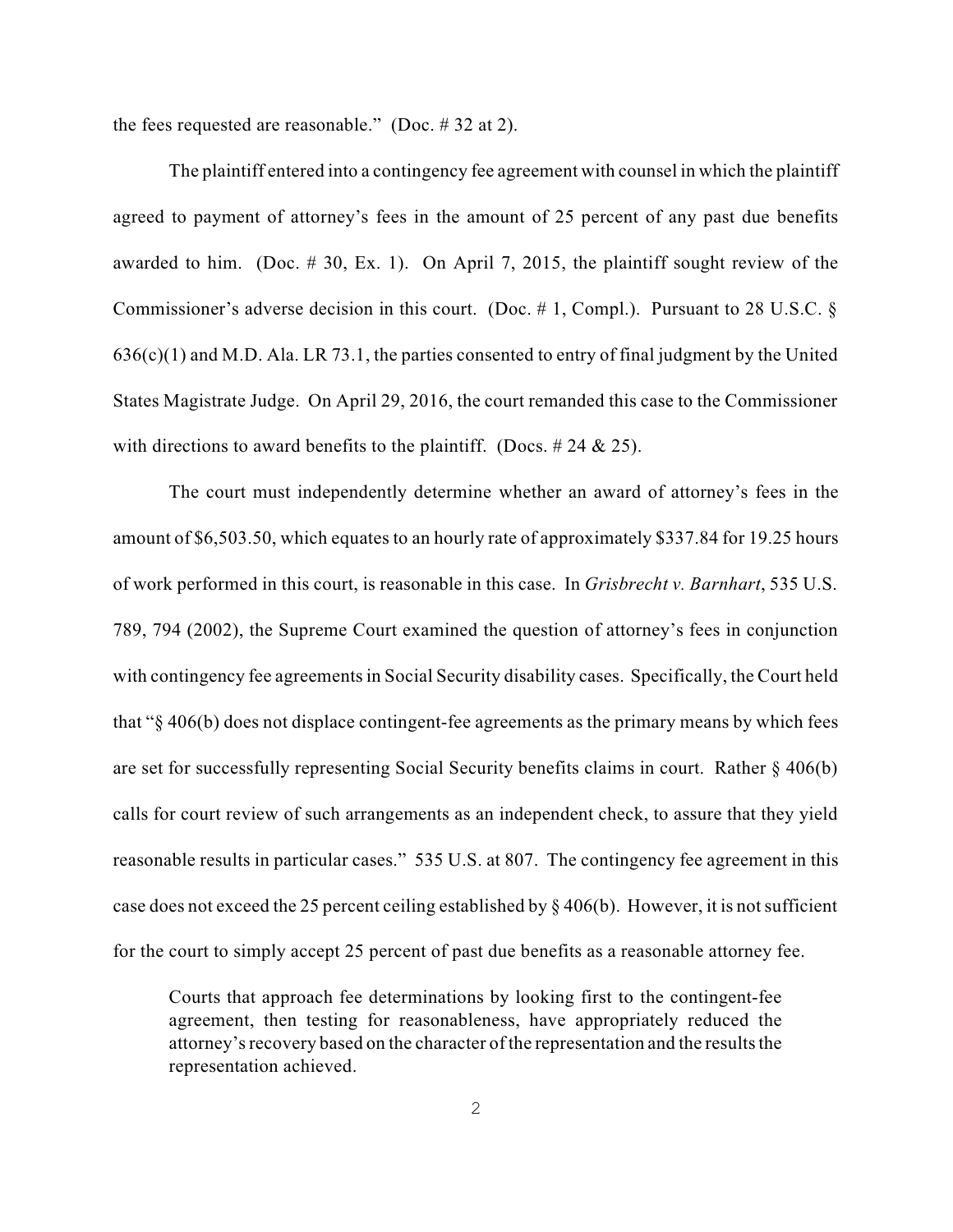the fees requested are reasonable." (Doc. # 32 at 2).

The plaintiff entered into a contingency fee agreement with counsel in which the plaintiff agreed to payment of attorney's fees in the amount of 25 percent of any past due benefits awarded to him. (Doc. # 30, Ex. 1). On April 7, 2015, the plaintiff sought review of the Commissioner's adverse decision in this court. (Doc. # 1, Compl.). Pursuant to 28 U.S.C. § 636(c)(1) and M.D. Ala. LR 73.1, the parties consented to entry of final judgment by the United States Magistrate Judge. On April 29, 2016, the court remanded this case to the Commissioner with directions to award benefits to the plaintiff. (Docs. # 24 & 25).

The court must independently determine whether an award of attorney's fees in the amount of $6,503.50, which equates to an hourly rate of approximately $337.84 for 19.25 hours of work performed in this court, is reasonable in this case. In *Grisbrecht v. Barnhart*, 535 U.S. 789, 794 (2002), the Supreme Court examined the question of attorney's fees in conjunction with contingency fee agreements in Social Security disability cases. Specifically, the Court held that "§ 406(b) does not displace contingent-fee agreements as the primary means by which fees are set for successfully representing Social Security benefits claims in court. Rather § 406(b) calls for court review of such arrangements as an independent check, to assure that they yield reasonable results in particular cases." 535 U.S. at 807. The contingency fee agreement in this case does not exceed the 25 percent ceiling established by § 406(b). However, it is not sufficient for the court to simply accept 25 percent of past due benefits as a reasonable attorney fee.

> Courts that approach fee determinations by looking first to the contingent-fee agreement, then testing for reasonableness, have appropriately reduced the attorney's recovery based on the character of the representation and the results the representation achieved.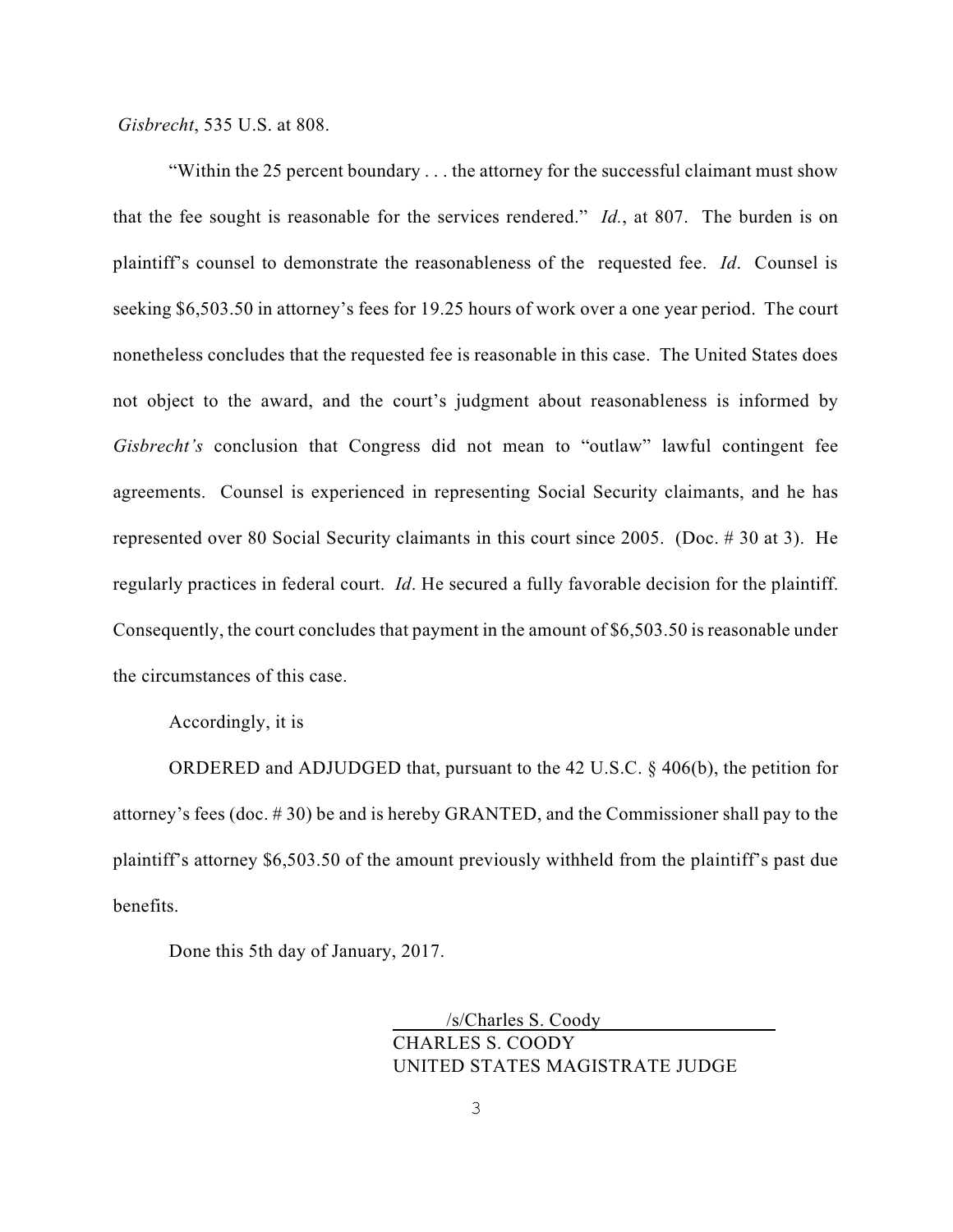*Gisbrecht*, 535 U.S. at 808.

"Within the 25 percent boundary . . . the attorney for the successful claimant must show that the fee sought is reasonable for the services rendered." *Id.*, at 807. The burden is on plaintiff's counsel to demonstrate the reasonableness of the requested fee. *Id*. Counsel is seeking $6,503.50 in attorney's fees for 19.25 hours of work over a one year period. The court nonetheless concludes that the requested fee is reasonable in this case. The United States does not object to the award, and the court's judgment about reasonableness is informed by *Gisbrecht's* conclusion that Congress did not mean to "outlaw" lawful contingent fee agreements. Counsel is experienced in representing Social Security claimants, and he has represented over 80 Social Security claimants in this court since 2005. (Doc. # 30 at 3). He regularly practices in federal court. *Id*. He secured a fully favorable decision for the plaintiff. Consequently, the court concludes that payment in the amount of $6,503.50 is reasonable under the circumstances of this case.

Accordingly, it is

ORDERED and ADJUDGED that, pursuant to the 42 U.S.C. § 406(b), the petition for attorney's fees (doc. # 30) be and is hereby GRANTED, and the Commissioner shall pay to the plaintiff's attorney $6,503.50 of the amount previously withheld from the plaintiff's past due benefits.

Done this 5th day of January, 2017.

/s/Charles S. Coody
CHARLES S. COODY
UNITED STATES MAGISTRATE JUDGE